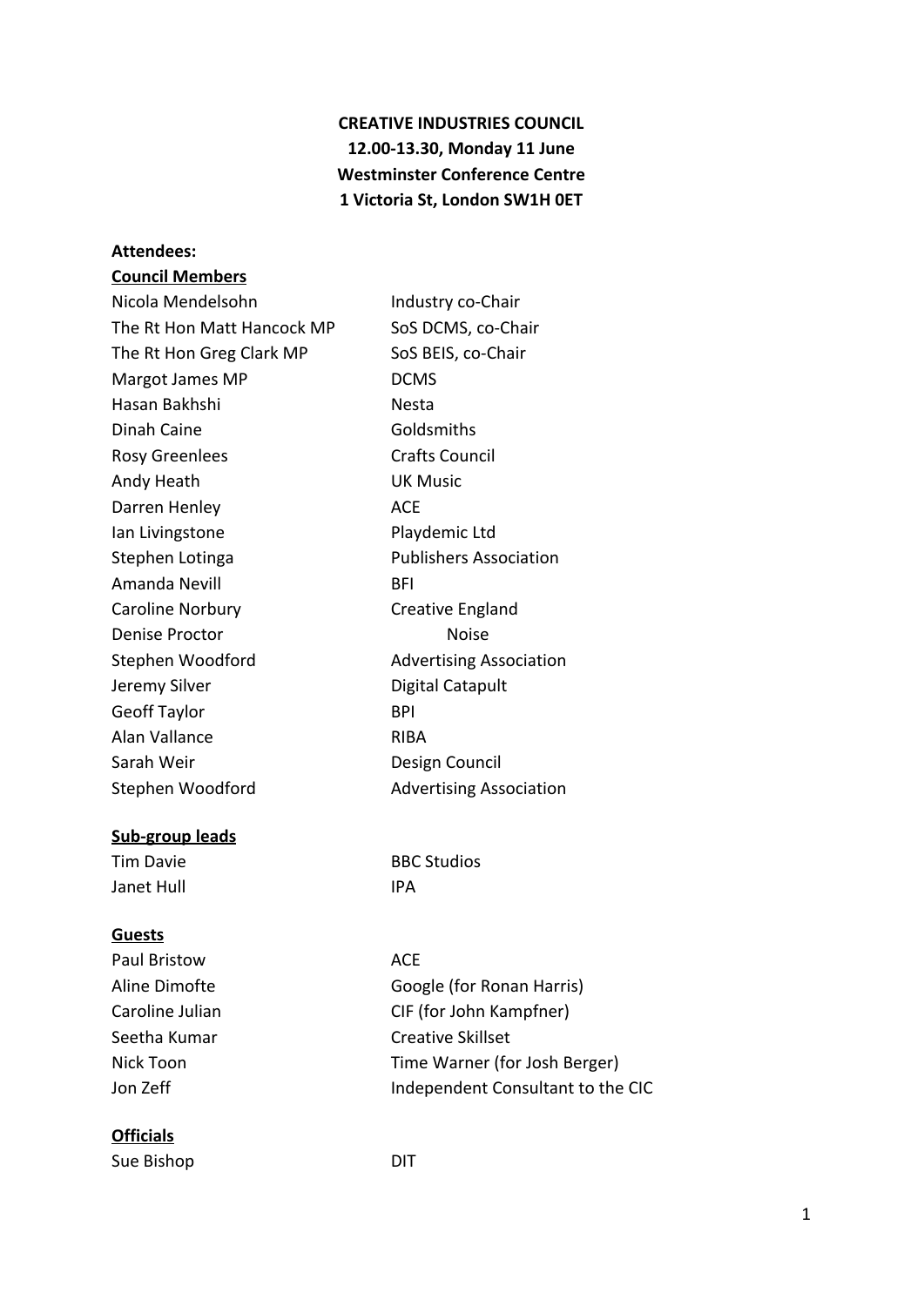**CREATIVE INDUSTRIES COUNCIL**
**12.00-13.30, Monday 11 June**
**Westminster Conference Centre**
**1 Victoria St, London SW1H 0ET**

**Attendees:**

**Council Members**

| | |
|---|---|
| Nicola Mendelsohn | Industry co-Chair |
| The Rt Hon Matt Hancock MP | SoS DCMS, co-Chair |
| The Rt Hon Greg Clark MP | SoS BEIS, co-Chair |
| Margot James MP | DCMS |
| Hasan Bakhshi | Nesta |
| Dinah Caine | Goldsmiths |
| Rosy Greenlees | Crafts Council |
| Andy Heath | UK Music |
| Darren Henley | ACE |
| Ian Livingstone | Playdemic Ltd |
| Stephen Lotinga | Publishers Association |
| Amanda Nevill | BFI |
| Caroline Norbury | Creative England |
| Denise Proctor | Noise |
| Stephen Woodford | Advertising Association |
| Jeremy Silver | Digital Catapult |
| Geoff Taylor | BPI |
| Alan Vallance | RIBA |
| Sarah Weir | Design Council |
| Stephen Woodford | Advertising Association |

**Sub-group leads**

| | |
|---|---|
| Tim Davie | BBC Studios |
| Janet Hull | IPA |

**Guests**

| | |
|---|---|
| Paul Bristow | ACE |
| Aline Dimofte | Google (for Ronan Harris) |
| Caroline Julian | CIF (for John Kampfner) |
| Seetha Kumar | Creative Skillset |
| Nick Toon | Time Warner (for Josh Berger) |
| Jon Zeff | Independent Consultant to the CIC |

**Officials**

| | |
|---|---|
| Sue Bishop | DIT |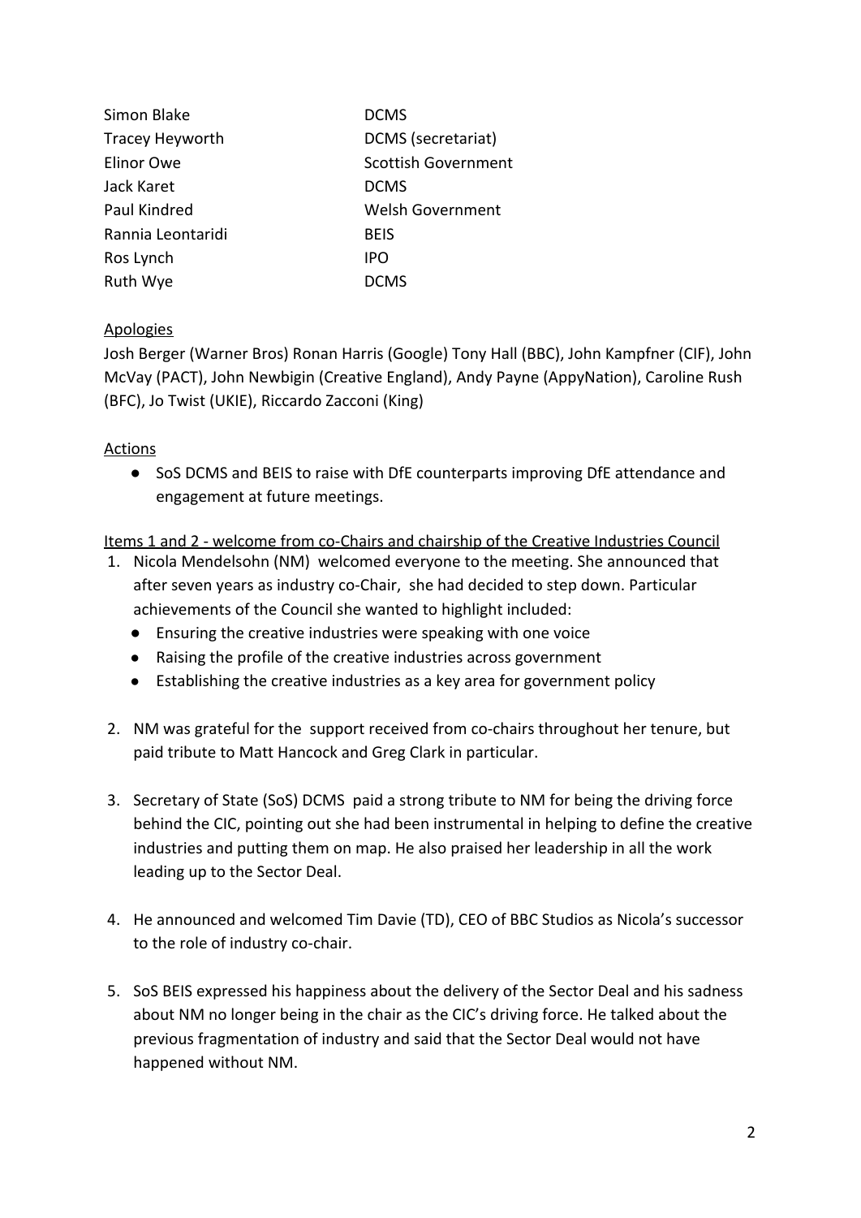| | |
|---|---|
| Simon Blake | DCMS |
| Tracey Heyworth | DCMS (secretariat) |
| Elinor Owe | Scottish Government |
| Jack Karet | DCMS |
| Paul Kindred | Welsh Government |
| Rannia Leontaridi | BEIS |
| Ros Lynch | IPO |
| Ruth Wye | DCMS |

<u>Apologies</u>

Josh Berger (Warner Bros) Ronan Harris (Google) Tony Hall (BBC), John Kampfner (CIF), John McVay (PACT), John Newbigin (Creative England), Andy Payne (AppyNation), Caroline Rush (BFC), Jo Twist (UKIE), Riccardo Zacconi (King)

<u>Actions</u>

- SoS DCMS and BEIS to raise with DfE counterparts improving DfE attendance and engagement at future meetings.

<u>Items 1 and 2 - welcome from co-Chairs and chairship of the Creative Industries Council</u>

1. Nicola Mendelsohn (NM) welcomed everyone to the meeting. She announced that after seven years as industry co-Chair, she had decided to step down. Particular achievements of the Council she wanted to highlight included:
   - Ensuring the creative industries were speaking with one voice
   - Raising the profile of the creative industries across government
   - Establishing the creative industries as a key area for government policy

2. NM was grateful for the support received from co-chairs throughout her tenure, but paid tribute to Matt Hancock and Greg Clark in particular.

3. Secretary of State (SoS) DCMS paid a strong tribute to NM for being the driving force behind the CIC, pointing out she had been instrumental in helping to define the creative industries and putting them on map. He also praised her leadership in all the work leading up to the Sector Deal.

4. He announced and welcomed Tim Davie (TD), CEO of BBC Studios as Nicola's successor to the role of industry co-chair.

5. SoS BEIS expressed his happiness about the delivery of the Sector Deal and his sadness about NM no longer being in the chair as the CIC's driving force. He talked about the previous fragmentation of industry and said that the Sector Deal would not have happened without NM.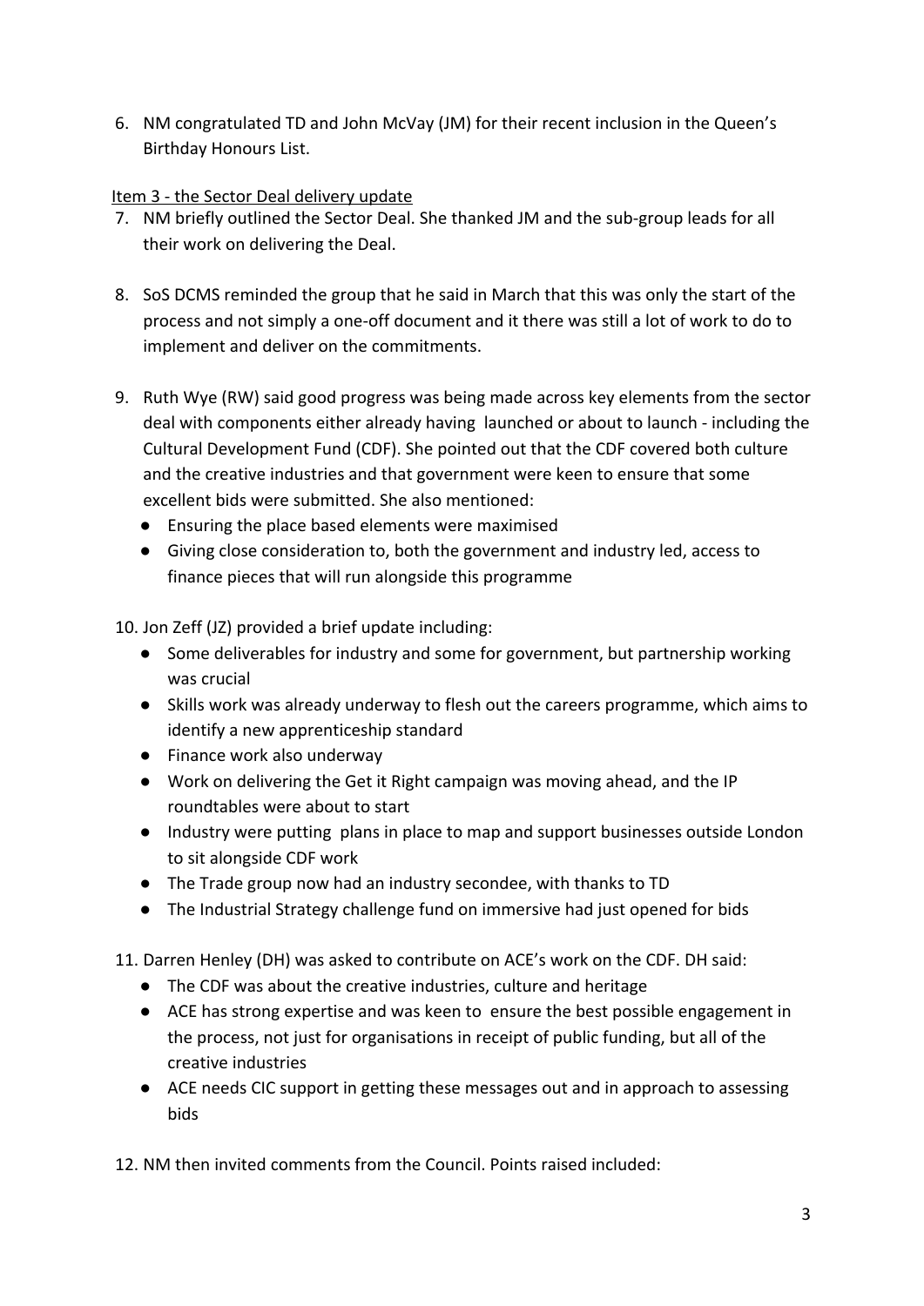6. NM congratulated TD and John McVay (JM) for their recent inclusion in the Queen's Birthday Honours List.

Item 3 - the Sector Deal delivery update

7. NM briefly outlined the Sector Deal. She thanked JM and the sub-group leads for all their work on delivering the Deal.

8. SoS DCMS reminded the group that he said in March that this was only the start of the process and not simply a one-off document and it there was still a lot of work to do to implement and deliver on the commitments.

9. Ruth Wye (RW) said good progress was being made across key elements from the sector deal with components either already having launched or about to launch - including the Cultural Development Fund (CDF). She pointed out that the CDF covered both culture and the creative industries and that government were keen to ensure that some excellent bids were submitted. She also mentioned:
   - Ensuring the place based elements were maximised
   - Giving close consideration to, both the government and industry led, access to finance pieces that will run alongside this programme

10. Jon Zeff (JZ) provided a brief update including:
    - Some deliverables for industry and some for government, but partnership working was crucial
    - Skills work was already underway to flesh out the careers programme, which aims to identify a new apprenticeship standard
    - Finance work also underway
    - Work on delivering the Get it Right campaign was moving ahead, and the IP roundtables were about to start
    - Industry were putting plans in place to map and support businesses outside London to sit alongside CDF work
    - The Trade group now had an industry secondee, with thanks to TD
    - The Industrial Strategy challenge fund on immersive had just opened for bids

11. Darren Henley (DH) was asked to contribute on ACE's work on the CDF. DH said:
    - The CDF was about the creative industries, culture and heritage
    - ACE has strong expertise and was keen to ensure the best possible engagement in the process, not just for organisations in receipt of public funding, but all of the creative industries
    - ACE needs CIC support in getting these messages out and in approach to assessing bids

12. NM then invited comments from the Council. Points raised included: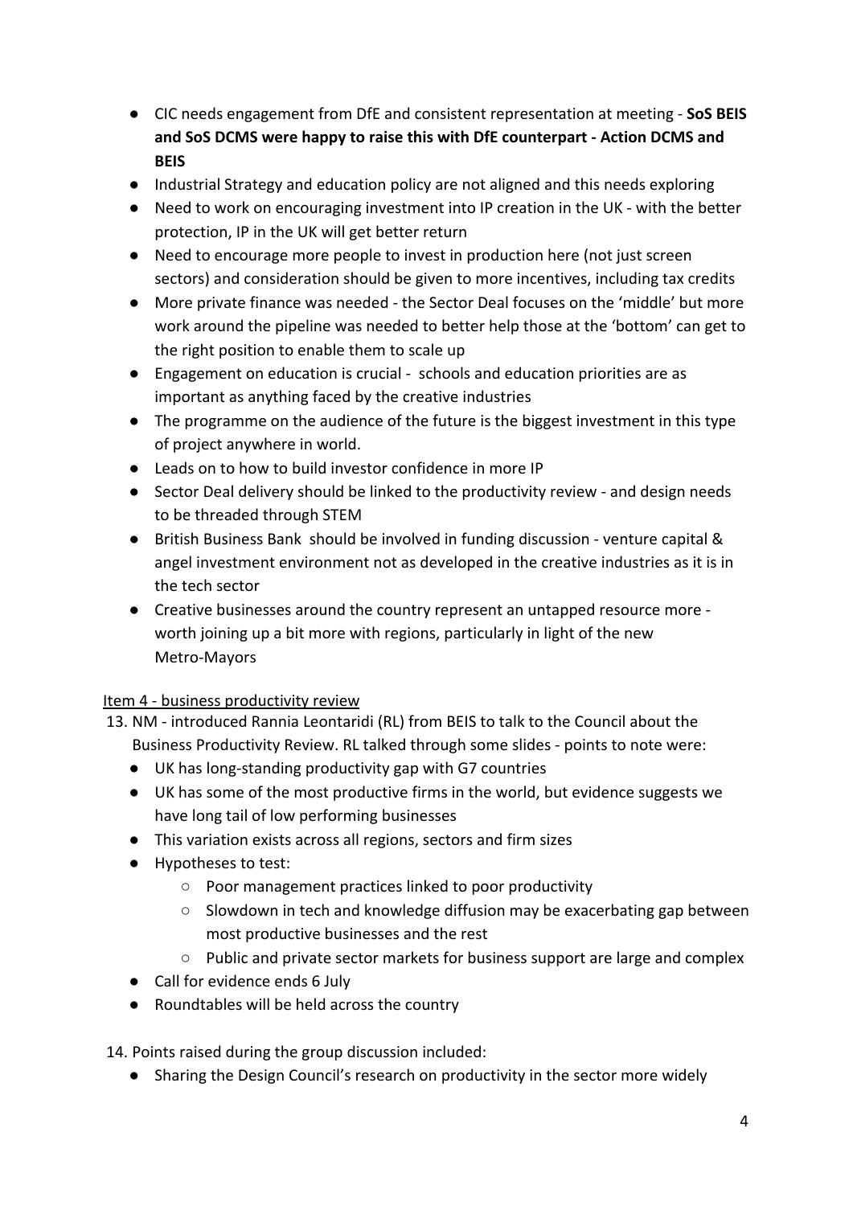- CIC needs engagement from DfE and consistent representation at meeting - **SoS BEIS and SoS DCMS were happy to raise this with DfE counterpart - Action DCMS and BEIS**
- Industrial Strategy and education policy are not aligned and this needs exploring
- Need to work on encouraging investment into IP creation in the UK - with the better protection, IP in the UK will get better return
- Need to encourage more people to invest in production here (not just screen sectors) and consideration should be given to more incentives, including tax credits
- More private finance was needed - the Sector Deal focuses on the 'middle' but more work around the pipeline was needed to better help those at the 'bottom' can get to the right position to enable them to scale up
- Engagement on education is crucial - schools and education priorities are as important as anything faced by the creative industries
- The programme on the audience of the future is the biggest investment in this type of project anywhere in world.
- Leads on to how to build investor confidence in more IP
- Sector Deal delivery should be linked to the productivity review - and design needs to be threaded through STEM
- British Business Bank should be involved in funding discussion - venture capital & angel investment environment not as developed in the creative industries as it is in the tech sector
- Creative businesses around the country represent an untapped resource more - worth joining up a bit more with regions, particularly in light of the new Metro-Mayors

<u>Item 4 - business productivity review</u>

13. NM - introduced Rannia Leontaridi (RL) from BEIS to talk to the Council about the Business Productivity Review. RL talked through some slides - points to note were:
    - UK has long-standing productivity gap with G7 countries
    - UK has some of the most productive firms in the world, but evidence suggests we have long tail of low performing businesses
    - This variation exists across all regions, sectors and firm sizes
    - Hypotheses to test:
        - Poor management practices linked to poor productivity
        - Slowdown in tech and knowledge diffusion may be exacerbating gap between most productive businesses and the rest
        - Public and private sector markets for business support are large and complex
    - Call for evidence ends 6 July
    - Roundtables will be held across the country

14. Points raised during the group discussion included:
    - Sharing the Design Council's research on productivity in the sector more widely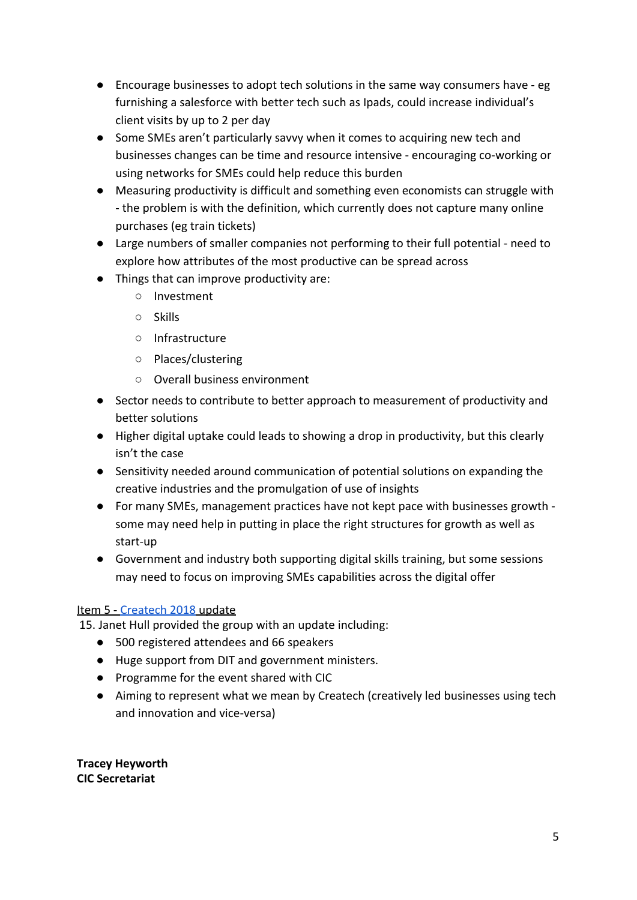- Encourage businesses to adopt tech solutions in the same way consumers have - eg furnishing a salesforce with better tech such as Ipads, could increase individual's client visits by up to 2 per day
- Some SMEs aren't particularly savvy when it comes to acquiring new tech and businesses changes can be time and resource intensive - encouraging co-working or using networks for SMEs could help reduce this burden
- Measuring productivity is difficult and something even economists can struggle with - the problem is with the definition, which currently does not capture many online purchases (eg train tickets)
- Large numbers of smaller companies not performing to their full potential - need to explore how attributes of the most productive can be spread across
- Things that can improve productivity are:
  - Investment
  - Skills
  - Infrastructure
  - Places/clustering
  - Overall business environment
- Sector needs to contribute to better approach to measurement of productivity and better solutions
- Higher digital uptake could leads to showing a drop in productivity, but this clearly isn't the case
- Sensitivity needed around communication of potential solutions on expanding the creative industries and the promulgation of use of insights
- For many SMEs, management practices have not kept pace with businesses growth - some may need help in putting in place the right structures for growth as well as start-up
- Government and industry both supporting digital skills training, but some sessions may need to focus on improving SMEs capabilities across the digital offer

Item 5 - Createch 2018 update

15. Janet Hull provided the group with an update including:

- 500 registered attendees and 66 speakers
- Huge support from DIT and government ministers.
- Programme for the event shared with CIC
- Aiming to represent what we mean by Createch (creatively led businesses using tech and innovation and vice-versa)

**Tracey Heyworth**
**CIC Secretariat**